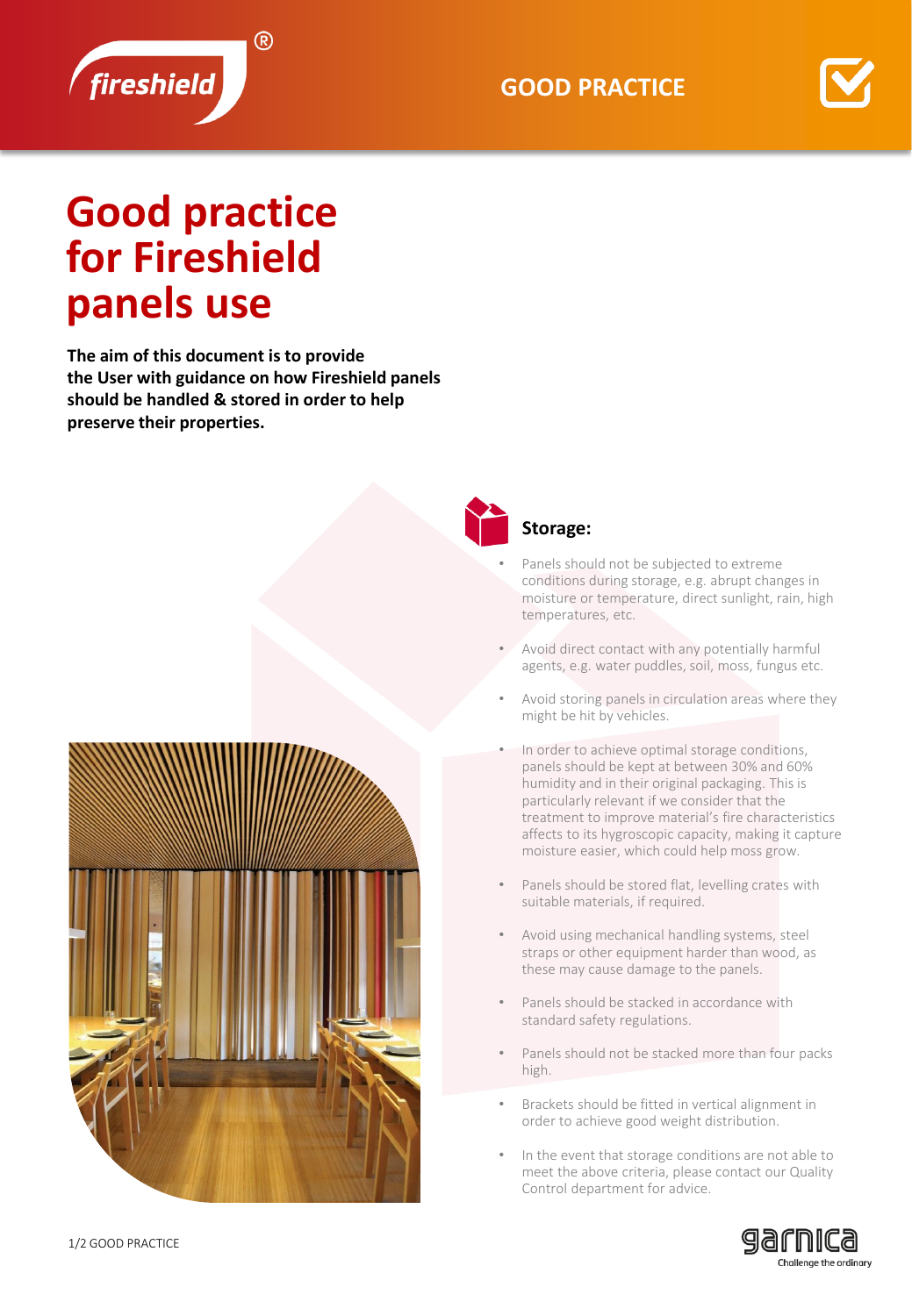# Good practice for Fireshield panels use

**The aim of this document is to provide the User with guidance on how Fireshield panels should be handled & stored in order to help preserve their properties.**

## Storage:

- Panels should not be subjected to extreme conditions during storage, e.g. abrupt changes in moisture or temperature, direct sunlight, rain, high temperatures, etc.
- Avoid direct contact with any potentially harmful agents, e.g. water puddles, soil, moss, fungus etc.
- Avoid storing panels in circulation areas where they might be hit by vehicles.
- In order to achieve optimal storage conditions, panels should be kept at between 30% and 60% humidity and in their original packaging. This is particularly relevant if we consider that the treatment to improve material's fire characteristics affects to its hygroscopic capacity, making it capture moisture easier, which could help moss grow.
- Panels should be stored flat, levelling crates with suitable materials, if required.
- Avoid using mechanical handling systems, steel straps or other equipment harder than wood, as these may cause damage to the panels.
- Panels should be stacked in accordance with standard safety regulations.
- Panels should not be stacked more than four packs high.
- Brackets should be fitted in vertical alignment in order to achieve good weight distribution.
- In the event that storage conditions are not able to meet the above criteria, please contact our Quality Control department for advice.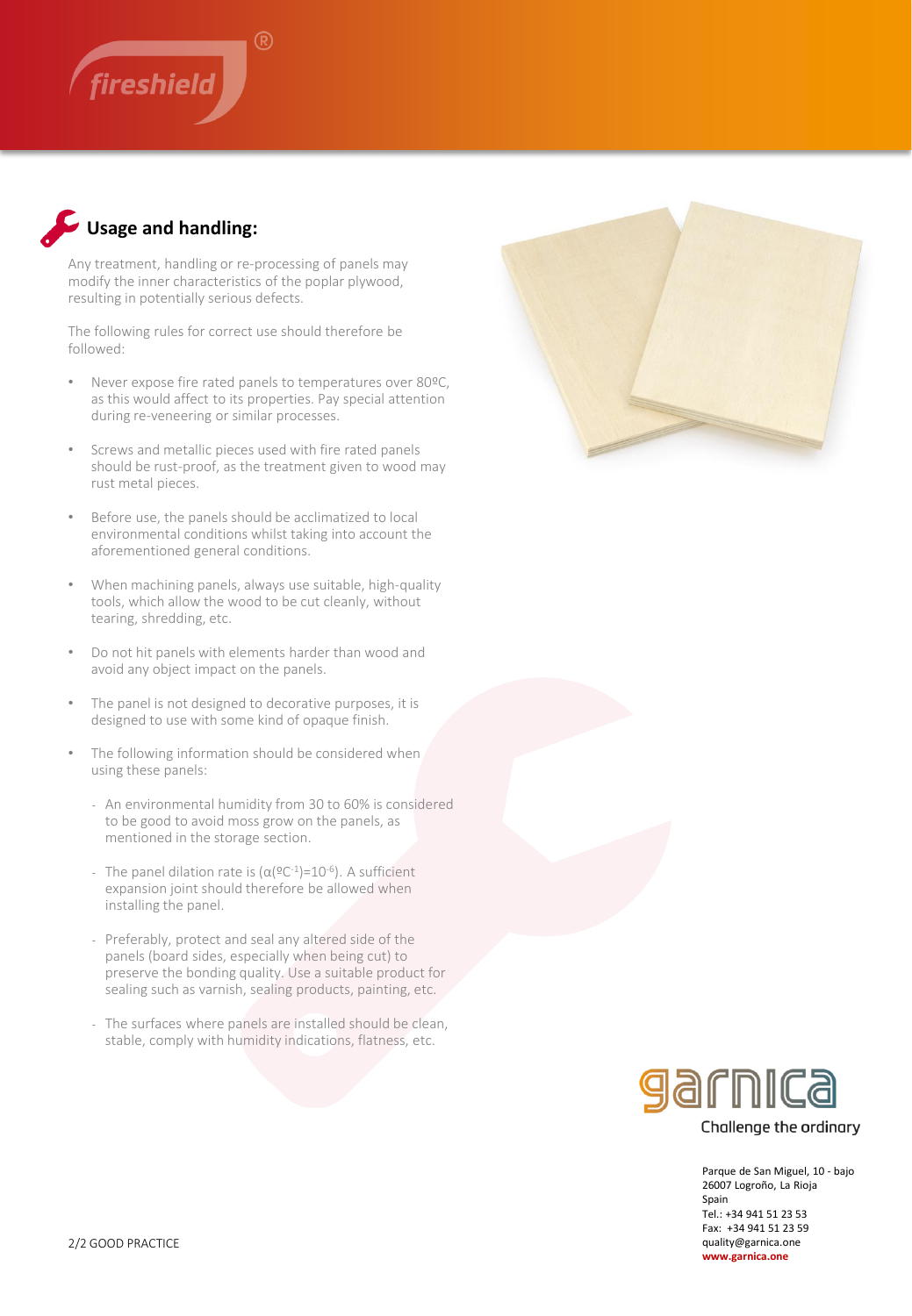## Usage and handling:

Any treatment, handling or re-processing of panels may modify the inner characteristics of the poplar plywood, resulting in potentially serious defects.

The following rules for correct use should therefore be followed:

- Never expose fire rated panels to temperatures over 80ºC, as this would affect to its properties. Pay special attention during re-veneering or similar processes.
- Screws and metallic pieces used with fire rated panels should be rust-proof, as the treatment given to wood may rust metal pieces.
- Before use, the panels should be acclimatized to local environmental conditions whilst taking into account the aforementioned general conditions.
- When machining panels, always use suitable, high-quality tools, which allow the wood to be cut cleanly, without tearing, shredding, etc.
- Do not hit panels with elements harder than wood and avoid any object impact on the panels.
- The panel is not designed to decorative purposes, it is designed to use with some kind of opaque finish.
- The following information should be considered when using these panels:
  - An environmental humidity from 30 to 60% is considered to be good to avoid moss grow on the panels, as mentioned in the storage section.
  - The panel dilation rate is ($\alpha$(ºC$^{-1}$)=$10^{-6}$). A sufficient expansion joint should therefore be allowed when installing the panel.
  - Preferably, protect and seal any altered side of the panels (board sides, especially when being cut) to preserve the bonding quality. Use a suitable product for sealing such as varnish, sealing products, painting, etc.
  - The surfaces where panels are installed should be clean, stable, comply with humidity indications, flatness, etc.

garnica

Challenge the ordinary

Parque de San Miguel, 10 - bajo
26007 Logroño, La Rioja
Spain
Tel.: +34 941 51 23 53
Fax: +34 941 51 23 59
quality@garnica.one
**www.garnica.one**

GOOD PRACTICE